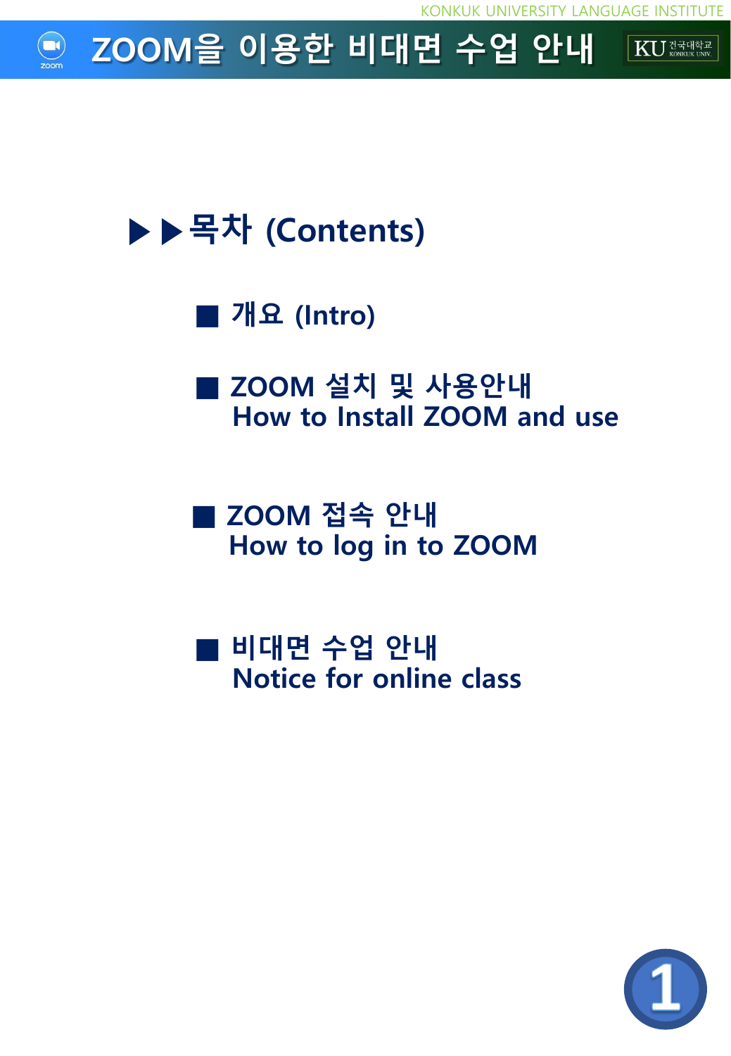# ZOOM을 이용한 비대면 수업 안내

## ▶▶목차 (Contents)

■ 개요 (Intro)

■ ZOOM 설치 및 사용안내
How to Install ZOOM and use

■ ZOOM 접속 안내
How to log in to ZOOM

■ 비대면 수업 안내
Notice for online class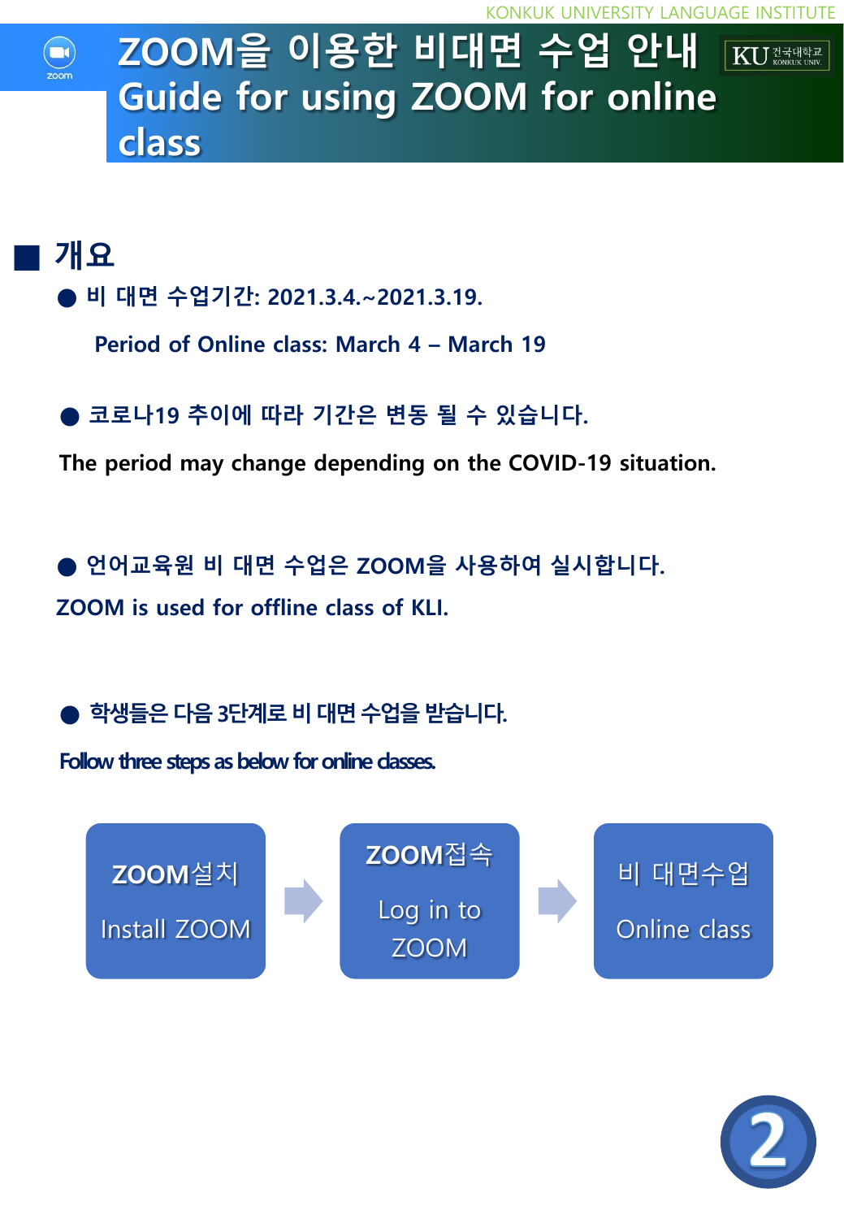# ZOOM을 이용한 비대면 수업 안내 Guide for using ZOOM for online class

## ■ 개요

- **비 대면 수업기간: 2021.3.4.~2021.3.19.**

  **Period of Online class: March 4 – March 19**

- **코로나19 추이에 따라 기간은 변동 될 수 있습니다.**

  **The period may change depending on the COVID-19 situation.**

- **언어교육원 비 대면 수업은 ZOOM을 사용하여 실시합니다.**

  **ZOOM is used for offline class of KLI.**

- **학생들은 다음 3단계로 비 대면 수업을 받습니다.**

  **Follow three steps as below for online classes.**

**ZOOM설치** Install ZOOM → **ZOOM접속** Log in to ZOOM → 비 대면수업 Online class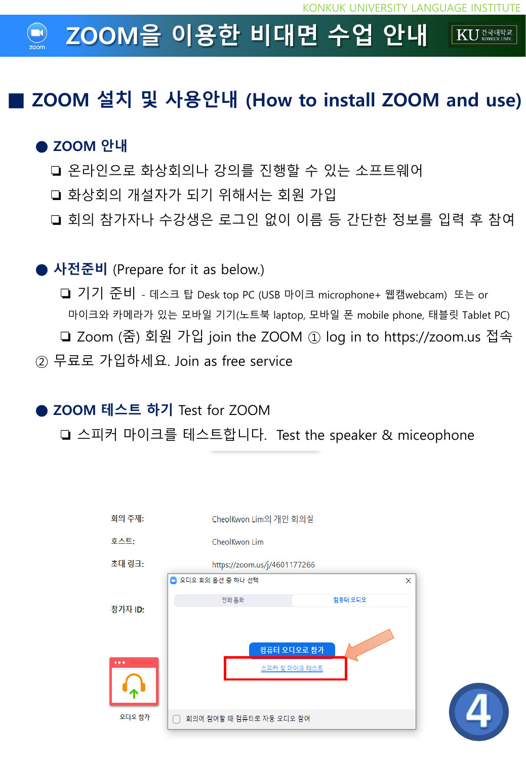# ZOOM을 이용한 비대면 수업 안내

## ■ ZOOM 설치 및 사용안내 (How to install ZOOM and use)

### ● ZOOM 안내

- ❏ 온라인으로 화상회의나 강의를 진행할 수 있는 소프트웨어
- ❏ 화상회의 개설자가 되기 위해서는 회원 가입
- ❏ 회의 참가자나 수강생은 로그인 없이 이름 등 간단한 정보를 입력 후 참여

### ● 사전준비 (Prepare for it as below.)

- ❏ 기기 준비 - 데스크 탑 Desk top PC (USB 마이크 microphone+ 웹캠webcam) 또는 or 마이크와 카메라가 있는 모바일 기기(노트북 laptop, 모바일 폰 mobile phone, 태블릿 Tablet PC)
- ❏ Zoom (줌) 회원 가입 join the ZOOM ① log in to https://zoom.us 접속 ② 무료로 가입하세요. Join as free service

### ● ZOOM 테스트 하기 Test for ZOOM

- ❏ 스피커 마이크를 테스트합니다. Test the speaker & miceophone

회의 주제: CheolKwon Lim의 개인 회의실

호스트: CheolKwon Lim

초대 링크: https://zoom.us/j/4601177266

참가자 ID:

오디오 참가

오디오 회의 옵션 중 하나 선택

전화 통화 | 컴퓨터 오디오

컴퓨터 오디오로 참가

스피커 및 마이크 테스트

회의에 참여할 때 컴퓨터로 자동 오디오 참여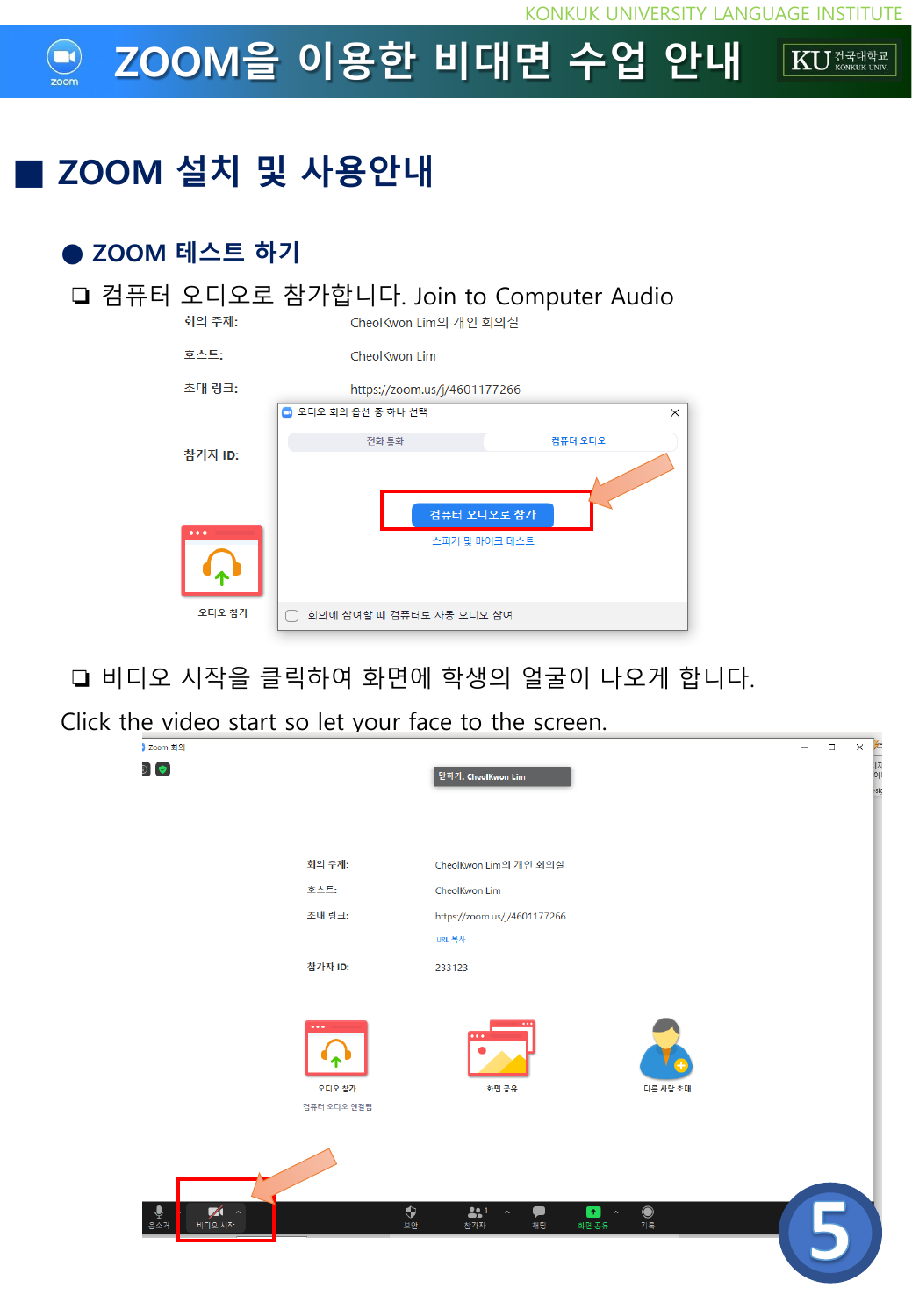# ZOOM을 이용한 비대면 수업 안내

## ■ ZOOM 설치 및 사용안내

### ● ZOOM 테스트 하기

❏ 컴퓨터 오디오로 참가합니다. Join to Computer Audio

회의 주제: CheolKwon Lim의 개인 회의실

호스트: CheolKwon Lim

초대 링크: https://zoom.us/j/4601177266

참가자 ID:

오디오 회의 옵션 중 하나 선택

전화 통화 | 컴퓨터 오디오

컴퓨터 오디오로 참가

스피커 및 마이크 테스트

회의에 참여할 때 컴퓨터로 자동 오디오 참여

오디오 참가

❏ 비디오 시작을 클릭하여 화면에 학생의 얼굴이 나오게 합니다.

Click the video start so let your face to the screen.

Zoom 회의

말하기: CheolKwon Lim

회의 주제: CheolKwon Lim의 개인 회의실

호스트: CheolKwon Lim

초대 링크: https://zoom.us/j/4601177266

URL 복사

참가자 ID: 233123

오디오 참가
컴퓨터 오디오 연결됨

화면 공유

다른 사람 초대

음소거 | 비디오 시작 | 보안 | 참가자 1 | 채팅 | 화면 공유 | 기록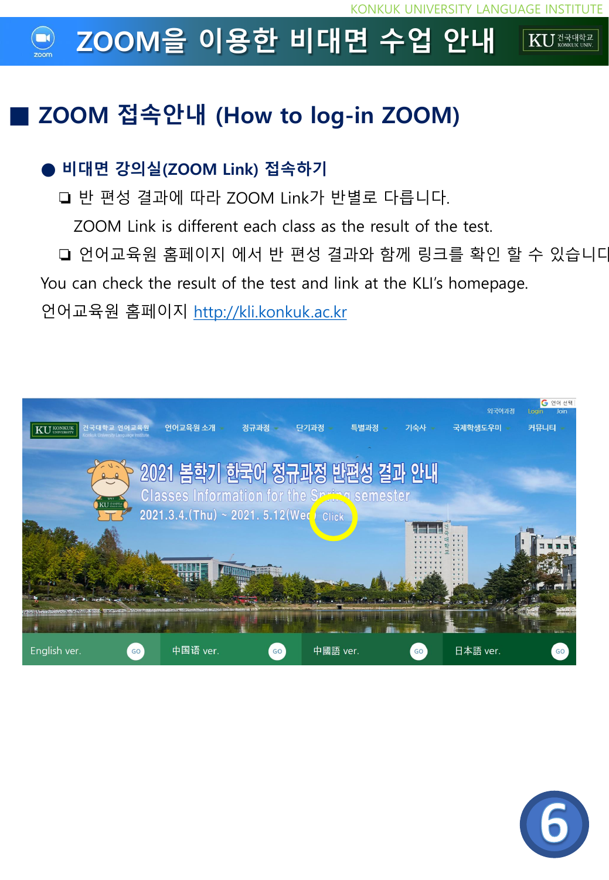# ZOOM을 이용한 비대면 수업 안내

## ■ ZOOM 접속안내 (How to log-in ZOOM)

### ● 비대면 강의실(ZOOM Link) 접속하기

❏ 반 편성 결과에 따라 ZOOM Link가 반별로 다릅니다.

ZOOM Link is different each class as the result of the test.

❏ 언어교육원 홈페이지 에서 반 편성 결과와 함께 링크를 확인 할 수 있습니다

You can check the result of the test and link at the KLI's homepage.

언어교육원 홈페이지 http://kli.konkuk.ac.kr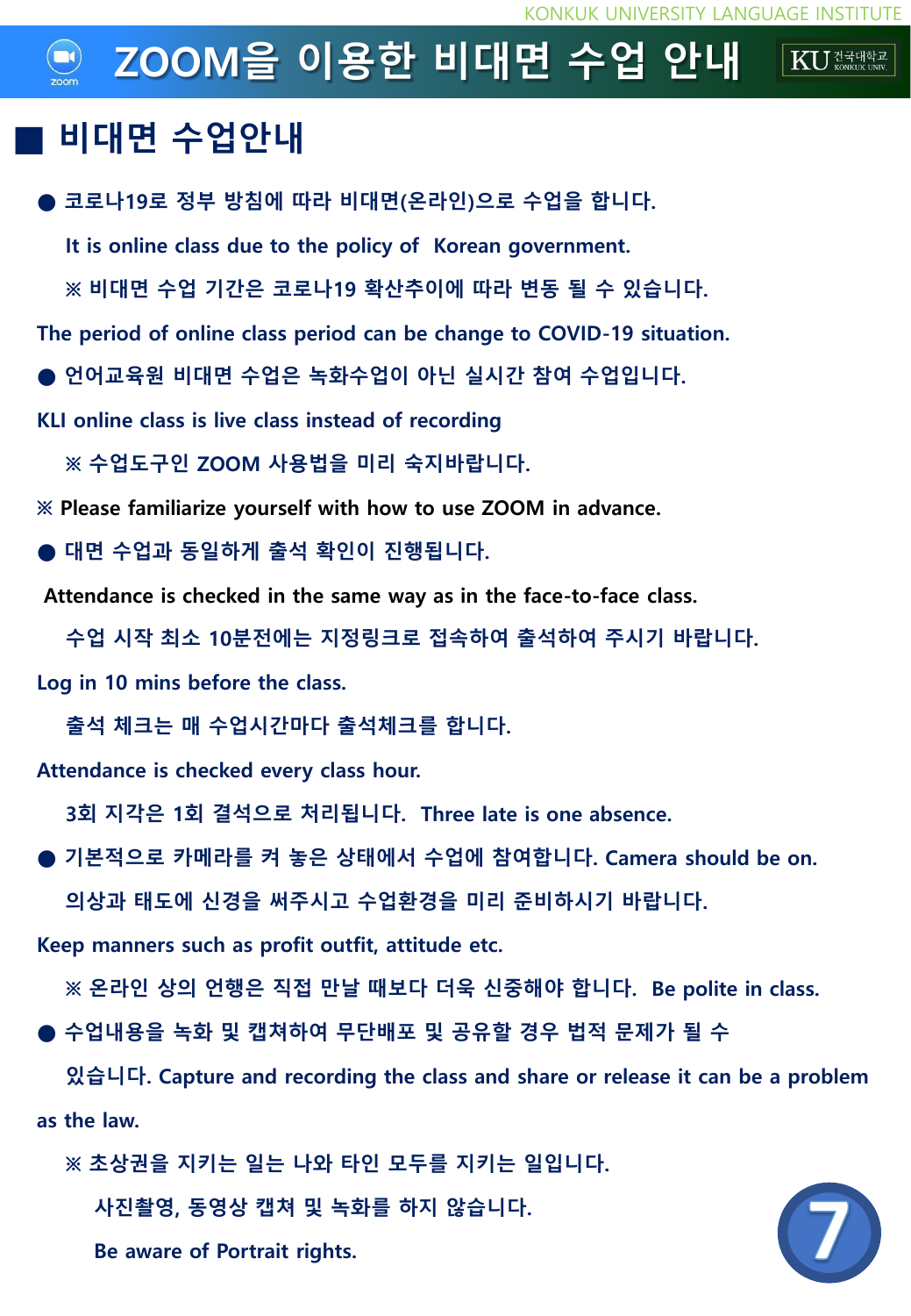# ZOOM을 이용한 비대면 수업 안내

## ■ 비대면 수업안내

- 코로나19로 정부 방침에 따라 비대면(온라인)으로 수업을 합니다.

  It is online class due to the policy of Korean government.

  ※ 비대면 수업 기간은 코로나19 확산추이에 따라 변동 될 수 있습니다.

  The period of online class period can be change to COVID-19 situation.

- 언어교육원 비대면 수업은 녹화수업이 아닌 실시간 참여 수업입니다.

  KLI online class is live class instead of recording

  ※ 수업도구인 ZOOM 사용법을 미리 숙지바랍니다.

  ※ Please familiarize yourself with how to use ZOOM in advance.

- 대면 수업과 동일하게 출석 확인이 진행됩니다.

  Attendance is checked in the same way as in the face-to-face class.

  수업 시작 최소 10분전에는 지정링크로 접속하여 출석하여 주시기 바랍니다.

  Log in 10 mins before the class.

  출석 체크는 매 수업시간마다 출석체크를 합니다.

  Attendance is checked every class hour.

  3회 지각은 1회 결석으로 처리됩니다. Three late is one absence.

- 기본적으로 카메라를 켜 놓은 상태에서 수업에 참여합니다. Camera should be on.

  의상과 태도에 신경을 써주시고 수업환경을 미리 준비하시기 바랍니다.

  Keep manners such as profit outfit, attitude etc.

  ※ 온라인 상의 언행은 직접 만날 때보다 더욱 신중해야 합니다. Be polite in class.

- 수업내용을 녹화 및 캡쳐하여 무단배포 및 공유할 경우 법적 문제가 될 수 있습니다. Capture and recording the class and share or release it can be a problem as the law.

  ※ 초상권을 지키는 일은 나와 타인 모두를 지키는 일입니다.

  사진촬영, 동영상 캡쳐 및 녹화를 하지 않습니다.

  Be aware of Portrait rights.